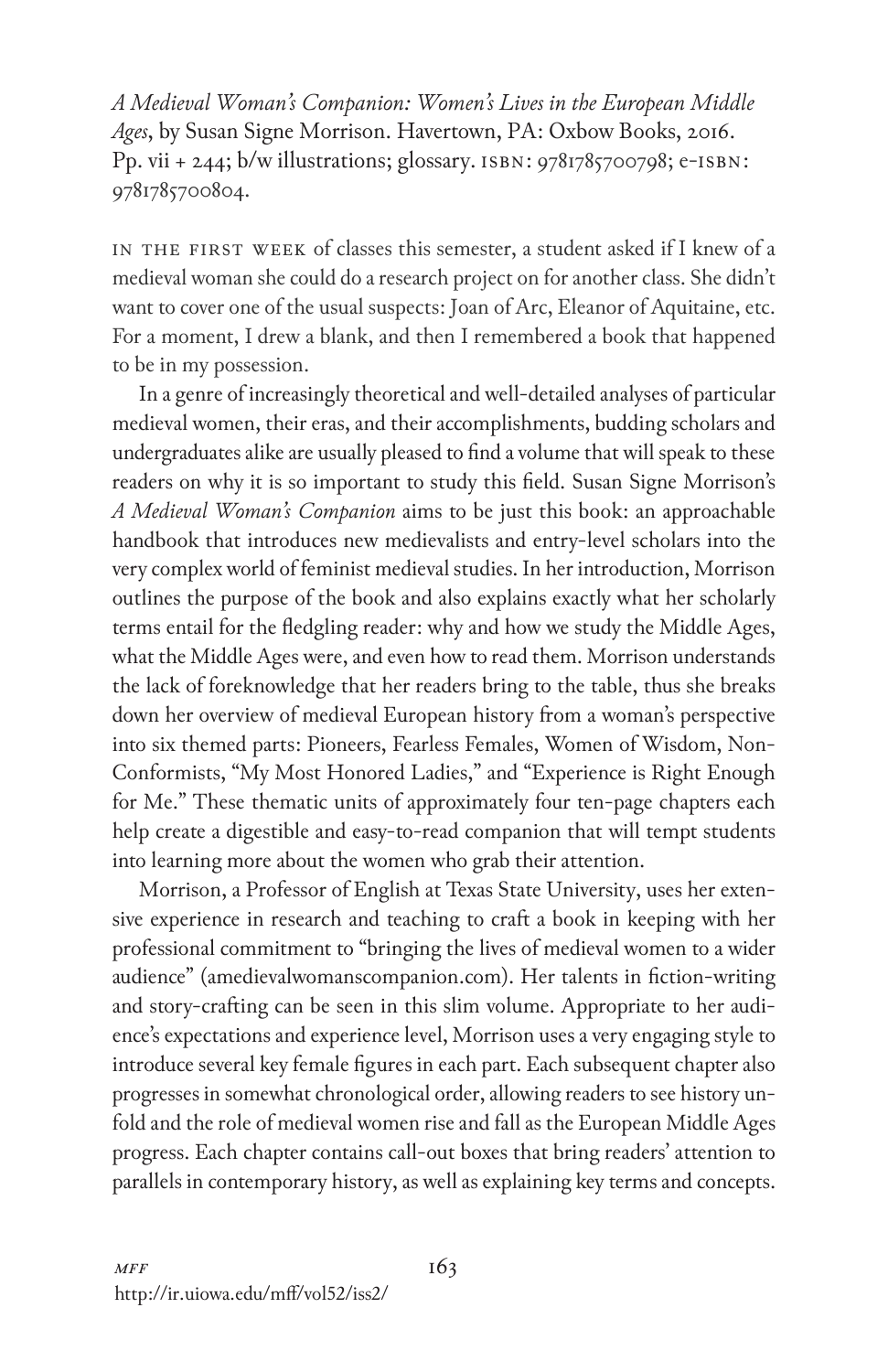*A Medieval Woman's Companion: Women's Lives in the European Middle Ages*, by Susan Signe Morrison. Havertown, PA: Oxbow Books, 2016. Pp. vii + 244; b/w illustrations; glossary. ISBN: 9781785700798; e-ISBN: 9781785700804.

IN THE FIRST WEEK of classes this semester, a student asked if I knew of a medieval woman she could do a research project on for another class. She didn't want to cover one of the usual suspects: Joan of Arc, Eleanor of Aquitaine, etc. For a moment, I drew a blank, and then I remembered a book that happened to be in my possession.

In a genre of increasingly theoretical and well-detailed analyses of particular medieval women, their eras, and their accomplishments, budding scholars and undergraduates alike are usually pleased to find a volume that will speak to these readers on why it is so important to study this field. Susan Signe Morrison's *A Medieval Woman's Companion* aims to be just this book: an approachable handbook that introduces new medievalists and entry-level scholars into the very complex world of feminist medieval studies. In her introduction, Morrison outlines the purpose of the book and also explains exactly what her scholarly terms entail for the fledgling reader: why and how we study the Middle Ages, what the Middle Ages were, and even how to read them. Morrison understands the lack of foreknowledge that her readers bring to the table, thus she breaks down her overview of medieval European history from a woman's perspective into six themed parts: Pioneers, Fearless Females, Women of Wisdom, Non-Conformists, "My Most Honored Ladies," and "Experience is Right Enough for Me." These thematic units of approximately four ten-page chapters each help create a digestible and easy-to-read companion that will tempt students into learning more about the women who grab their attention.

Morrison, a Professor of English at Texas State University, uses her extensive experience in research and teaching to craft a book in keeping with her professional commitment to "bringing the lives of medieval women to a wider audience" (amedievalwomanscompanion.com). Her talents in fiction-writing and story-crafting can be seen in this slim volume. Appropriate to her audience's expectations and experience level, Morrison uses a very engaging style to introduce several key female figures in each part. Each subsequent chapter also progresses in somewhat chronological order, allowing readers to see history unfold and the role of medieval women rise and fall as the European Middle Ages progress. Each chapter contains call-out boxes that bring readers' attention to parallels in contemporary history, as well as explaining key terms and concepts.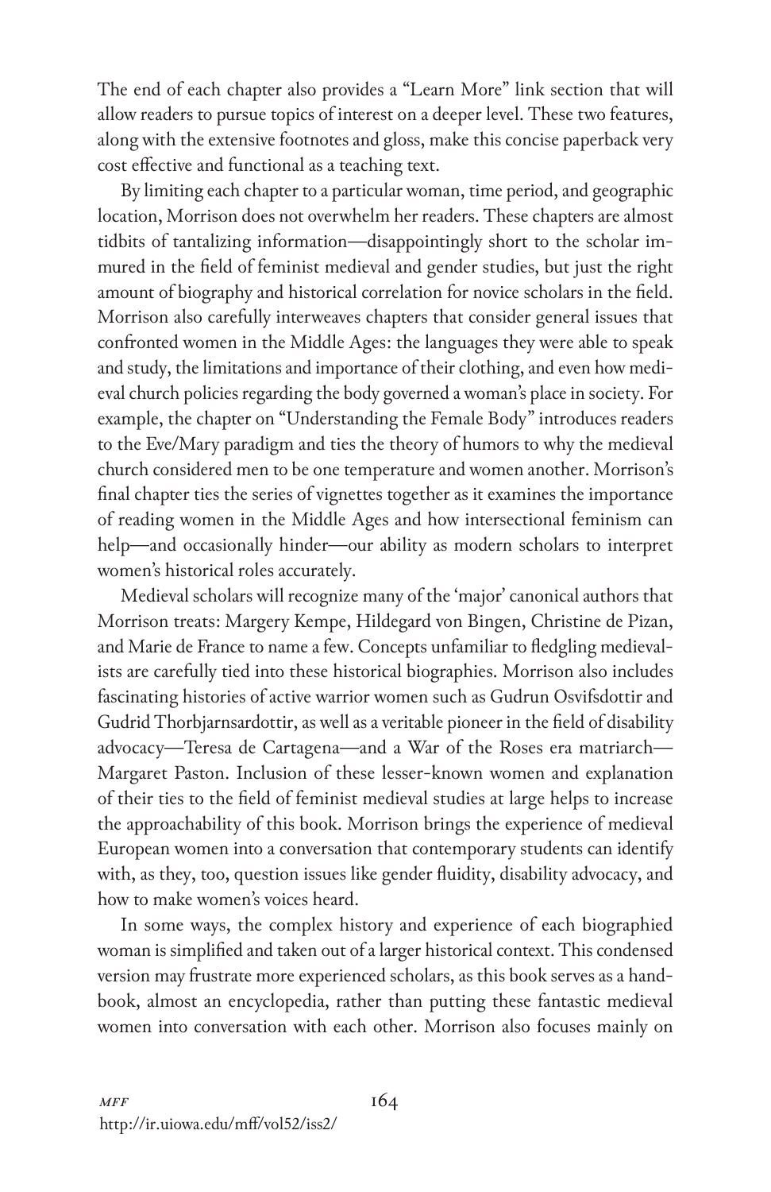The end of each chapter also provides a "Learn More" link section that will allow readers to pursue topics of interest on a deeper level. These two features, along with the extensive footnotes and gloss, make this concise paperback very cost effective and functional as a teaching text.

By limiting each chapter to a particular woman, time period, and geographic location, Morrison does not overwhelm her readers. These chapters are almost tidbits of tantalizing information—disappointingly short to the scholar immured in the field of feminist medieval and gender studies, but just the right amount of biography and historical correlation for novice scholars in the field. Morrison also carefully interweaves chapters that consider general issues that confronted women in the Middle Ages: the languages they were able to speak and study, the limitations and importance of their clothing, and even how medieval church policies regarding the body governed a woman's place in society. For example, the chapter on "Understanding the Female Body" introduces readers to the Eve/Mary paradigm and ties the theory of humors to why the medieval church considered men to be one temperature and women another. Morrison's final chapter ties the series of vignettes together as it examines the importance of reading women in the Middle Ages and how intersectional feminism can help—and occasionally hinder—our ability as modern scholars to interpret women's historical roles accurately.

Medieval scholars will recognize many of the 'major' canonical authors that Morrison treats: Margery Kempe, Hildegard von Bingen, Christine de Pizan, and Marie de France to name a few. Concepts unfamiliar to fledgling medievalists are carefully tied into these historical biographies. Morrison also includes fascinating histories of active warrior women such as Gudrun Osvifsdottir and Gudrid Thorbjarnsardottir, as well as a veritable pioneer in the field of disability advocacy—Teresa de Cartagena—and a War of the Roses era matriarch—Margaret Paston. Inclusion of these lesser-known women and explanation of their ties to the field of feminist medieval studies at large helps to increase the approachability of this book. Morrison brings the experience of medieval European women into a conversation that contemporary students can identify with, as they, too, question issues like gender fluidity, disability advocacy, and how to make women's voices heard.

In some ways, the complex history and experience of each biographied woman is simplified and taken out of a larger historical context. This condensed version may frustrate more experienced scholars, as this book serves as a handbook, almost an encyclopedia, rather than putting these fantastic medieval women into conversation with each other. Morrison also focuses mainly on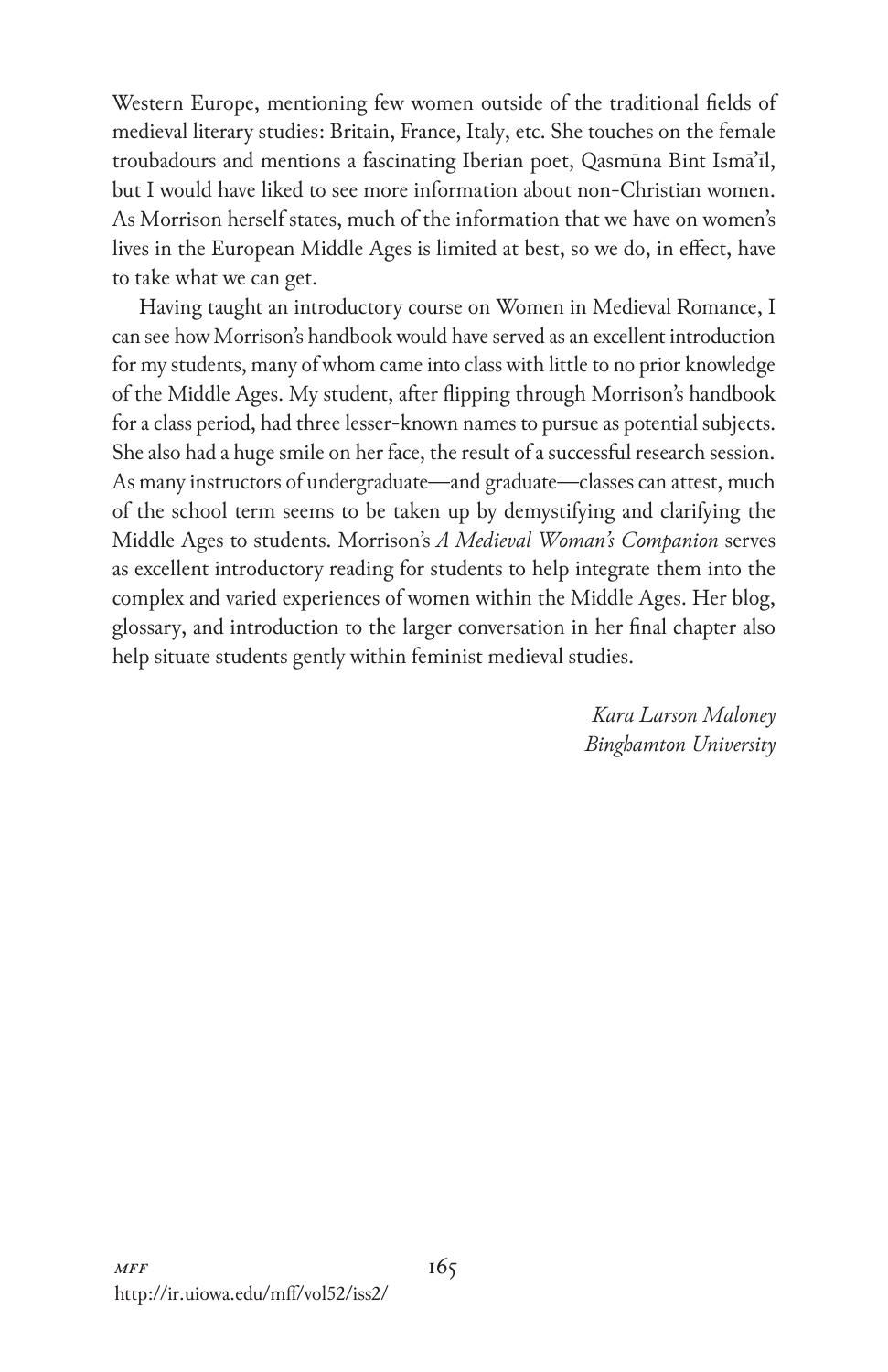Western Europe, mentioning few women outside of the traditional fields of medieval literary studies: Britain, France, Italy, etc. She touches on the female troubadours and mentions a fascinating Iberian poet, Qasmūna Bint Ismā'īl, but I would have liked to see more information about non-Christian women. As Morrison herself states, much of the information that we have on women's lives in the European Middle Ages is limited at best, so we do, in effect, have to take what we can get.

Having taught an introductory course on Women in Medieval Romance, I can see how Morrison's handbook would have served as an excellent introduction for my students, many of whom came into class with little to no prior knowledge of the Middle Ages. My student, after flipping through Morrison's handbook for a class period, had three lesser-known names to pursue as potential subjects. She also had a huge smile on her face, the result of a successful research session. As many instructors of undergraduate—and graduate—classes can attest, much of the school term seems to be taken up by demystifying and clarifying the Middle Ages to students. Morrison's *A Medieval Woman's Companion* serves as excellent introductory reading for students to help integrate them into the complex and varied experiences of women within the Middle Ages. Her blog, glossary, and introduction to the larger conversation in her final chapter also help situate students gently within feminist medieval studies.

*Kara Larson Maloney*
*Binghamton University*